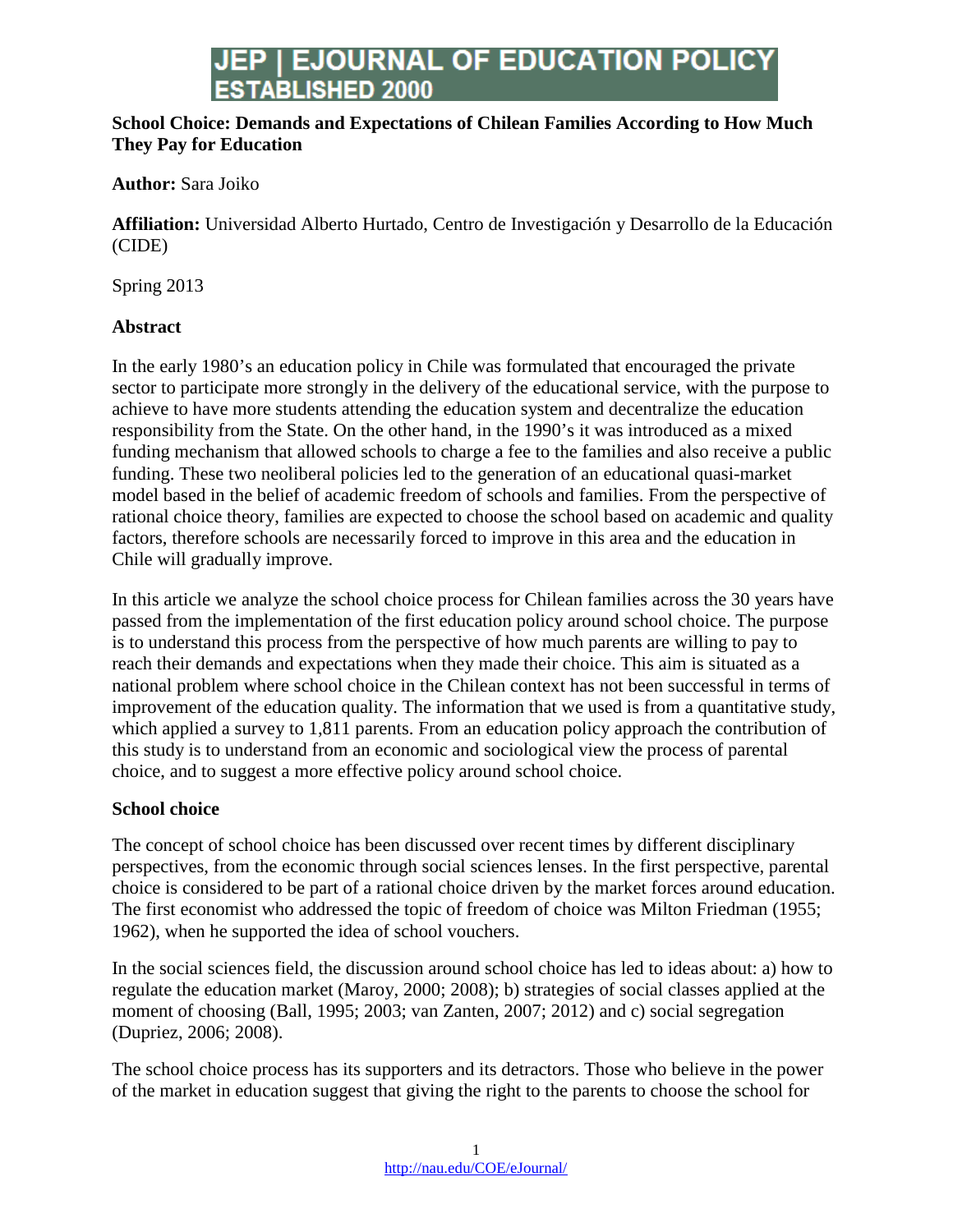# JEP | EJOURNAL OF EDUCATION POLICY ESTABLISHED 2000

**School Choice: Demands and Expectations of Chilean Families According to How Much They Pay for Education**

**Author:** Sara Joiko

**Affiliation:** Universidad Alberto Hurtado, Centro de Investigación y Desarrollo de la Educación (CIDE)

Spring 2013

## Abstract

In the early 1980's an education policy in Chile was formulated that encouraged the private sector to participate more strongly in the delivery of the educational service, with the purpose to achieve to have more students attending the education system and decentralize the education responsibility from the State. On the other hand, in the 1990's it was introduced as a mixed funding mechanism that allowed schools to charge a fee to the families and also receive a public funding. These two neoliberal policies led to the generation of an educational quasi-market model based in the belief of academic freedom of schools and families. From the perspective of rational choice theory, families are expected to choose the school based on academic and quality factors, therefore schools are necessarily forced to improve in this area and the education in Chile will gradually improve.

In this article we analyze the school choice process for Chilean families across the 30 years have passed from the implementation of the first education policy around school choice. The purpose is to understand this process from the perspective of how much parents are willing to pay to reach their demands and expectations when they made their choice. This aim is situated as a national problem where school choice in the Chilean context has not been successful in terms of improvement of the education quality. The information that we used is from a quantitative study, which applied a survey to 1,811 parents. From an education policy approach the contribution of this study is to understand from an economic and sociological view the process of parental choice, and to suggest a more effective policy around school choice.

## School choice

The concept of school choice has been discussed over recent times by different disciplinary perspectives, from the economic through social sciences lenses. In the first perspective, parental choice is considered to be part of a rational choice driven by the market forces around education. The first economist who addressed the topic of freedom of choice was Milton Friedman (1955; 1962), when he supported the idea of school vouchers.

In the social sciences field, the discussion around school choice has led to ideas about: a) how to regulate the education market (Maroy, 2000; 2008); b) strategies of social classes applied at the moment of choosing (Ball, 1995; 2003; van Zanten, 2007; 2012) and c) social segregation (Dupriez, 2006; 2008).

The school choice process has its supporters and its detractors. Those who believe in the power of the market in education suggest that giving the right to the parents to choose the school for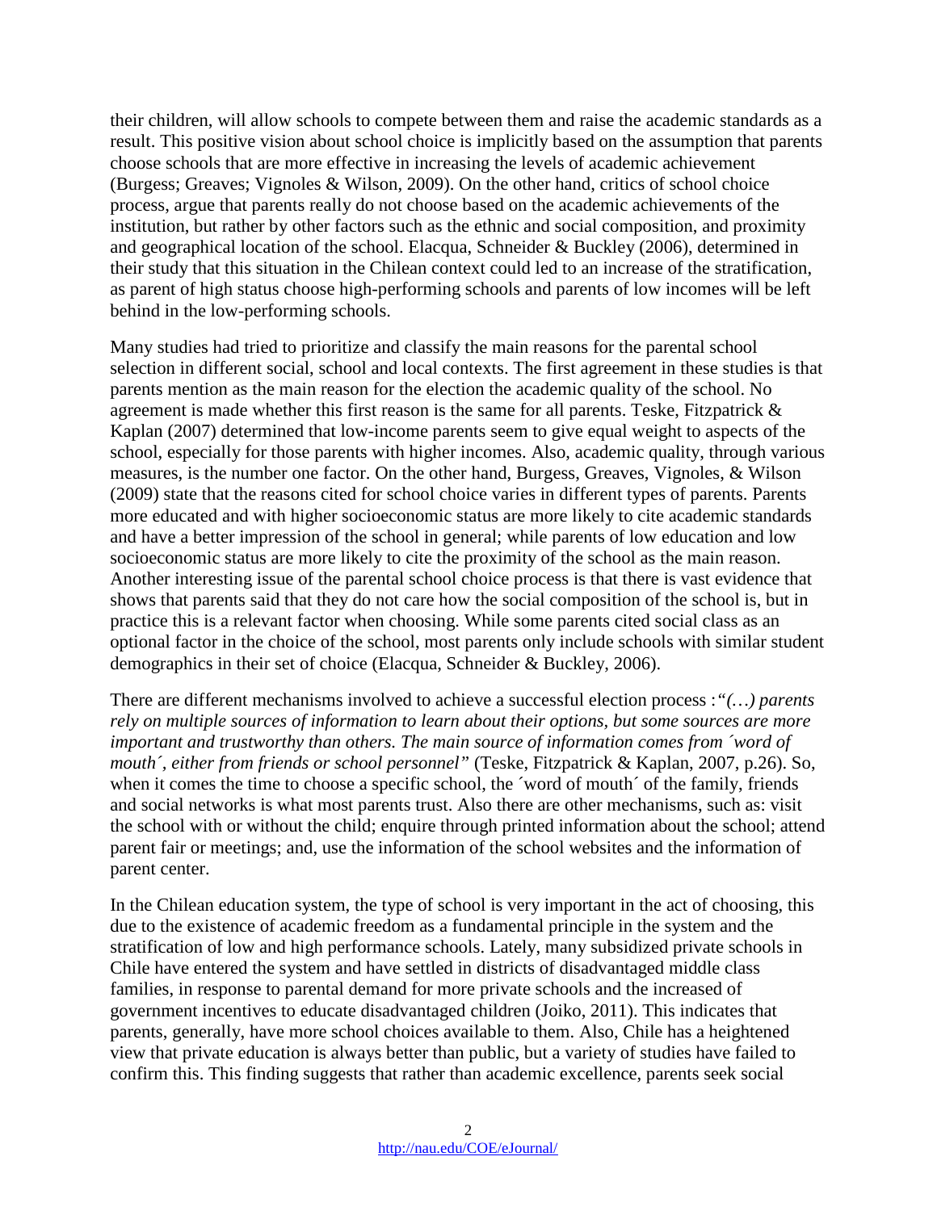their children, will allow schools to compete between them and raise the academic standards as a result. This positive vision about school choice is implicitly based on the assumption that parents choose schools that are more effective in increasing the levels of academic achievement (Burgess; Greaves; Vignoles & Wilson, 2009). On the other hand, critics of school choice process, argue that parents really do not choose based on the academic achievements of the institution, but rather by other factors such as the ethnic and social composition, and proximity and geographical location of the school. Elacqua, Schneider & Buckley (2006), determined in their study that this situation in the Chilean context could led to an increase of the stratification, as parent of high status choose high-performing schools and parents of low incomes will be left behind in the low-performing schools.

Many studies had tried to prioritize and classify the main reasons for the parental school selection in different social, school and local contexts. The first agreement in these studies is that parents mention as the main reason for the election the academic quality of the school. No agreement is made whether this first reason is the same for all parents. Teske, Fitzpatrick & Kaplan (2007) determined that low-income parents seem to give equal weight to aspects of the school, especially for those parents with higher incomes. Also, academic quality, through various measures, is the number one factor. On the other hand, Burgess, Greaves, Vignoles, & Wilson (2009) state that the reasons cited for school choice varies in different types of parents. Parents more educated and with higher socioeconomic status are more likely to cite academic standards and have a better impression of the school in general; while parents of low education and low socioeconomic status are more likely to cite the proximity of the school as the main reason. Another interesting issue of the parental school choice process is that there is vast evidence that shows that parents said that they do not care how the social composition of the school is, but in practice this is a relevant factor when choosing. While some parents cited social class as an optional factor in the choice of the school, most parents only include schools with similar student demographics in their set of choice (Elacqua, Schneider & Buckley, 2006).

There are different mechanisms involved to achieve a successful election process :*"(…) parents rely on multiple sources of information to learn about their options, but some sources are more important and trustworthy than others. The main source of information comes from ´word of mouth´, either from friends or school personnel"* (Teske, Fitzpatrick & Kaplan, 2007, p.26). So, when it comes the time to choose a specific school, the ´word of mouth´ of the family, friends and social networks is what most parents trust. Also there are other mechanisms, such as: visit the school with or without the child; enquire through printed information about the school; attend parent fair or meetings; and, use the information of the school websites and the information of parent center.

In the Chilean education system, the type of school is very important in the act of choosing, this due to the existence of academic freedom as a fundamental principle in the system and the stratification of low and high performance schools. Lately, many subsidized private schools in Chile have entered the system and have settled in districts of disadvantaged middle class families, in response to parental demand for more private schools and the increased of government incentives to educate disadvantaged children (Joiko, 2011). This indicates that parents, generally, have more school choices available to them. Also, Chile has a heightened view that private education is always better than public, but a variety of studies have failed to confirm this. This finding suggests that rather than academic excellence, parents seek social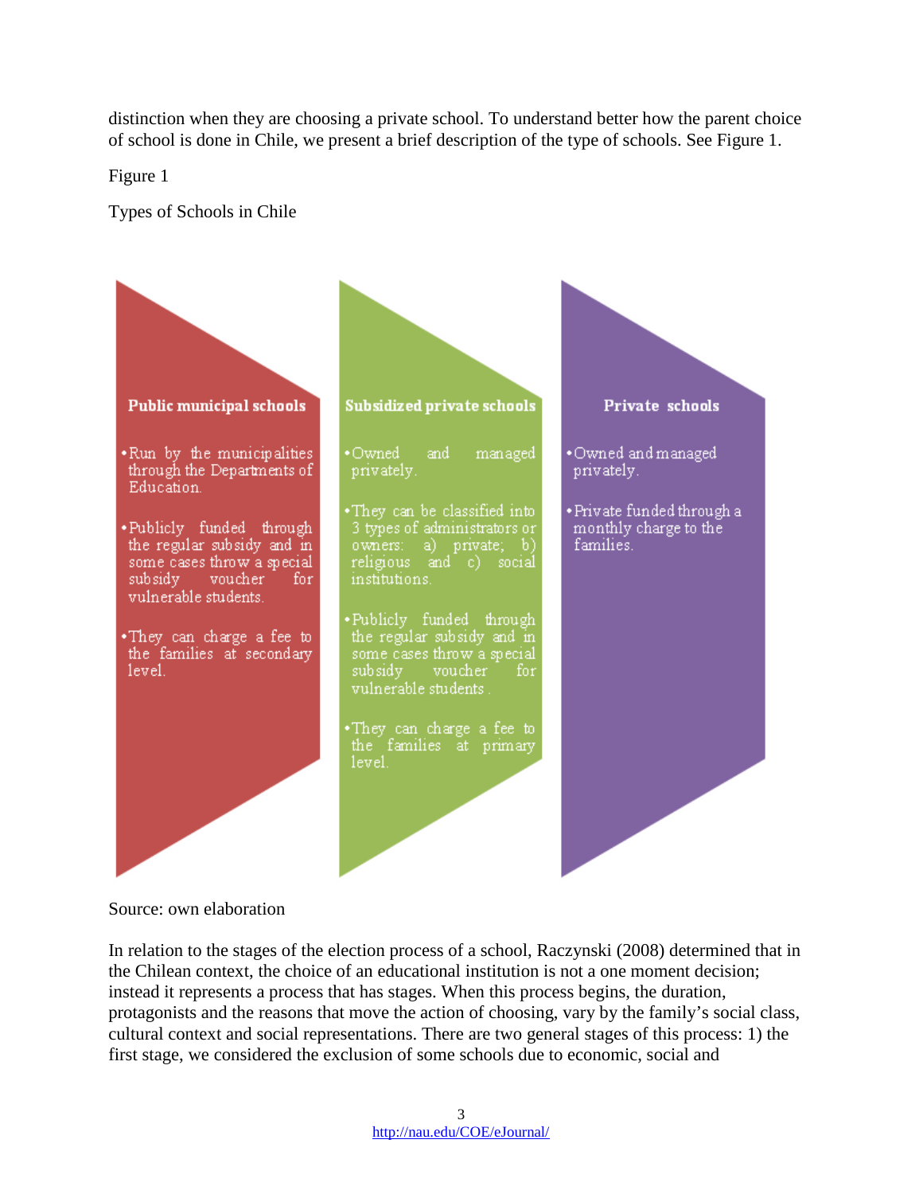distinction when they are choosing a private school. To understand better how the parent choice of school is done in Chile, we present a brief description of the type of schools. See Figure 1.

Figure 1

Types of Schools in Chile

**Public municipal schools**

- Run by the municipalities through the Departments of Education.
- Publicly funded through the regular subsidy and in some cases throw a special subsidy voucher for vulnerable students.
- They can charge a fee to the families at secondary level.

**Subsidized private schools**

- Owned and managed privately.
- They can be classified into 3 types of administrators or owners: a) private; b) religious and c) social institutions.
- Publicly funded through the regular subsidy and in some cases throw a special subsidy voucher for vulnerable students .
- They can charge a fee to the families at primary level.

**Private schools**

- Owned and managed privately.
- Private funded through a monthly charge to the families.

Source: own elaboration

In relation to the stages of the election process of a school, Raczynski (2008) determined that in the Chilean context, the choice of an educational institution is not a one moment decision; instead it represents a process that has stages. When this process begins, the duration, protagonists and the reasons that move the action of choosing, vary by the family's social class, cultural context and social representations. There are two general stages of this process: 1) the first stage, we considered the exclusion of some schools due to economic, social and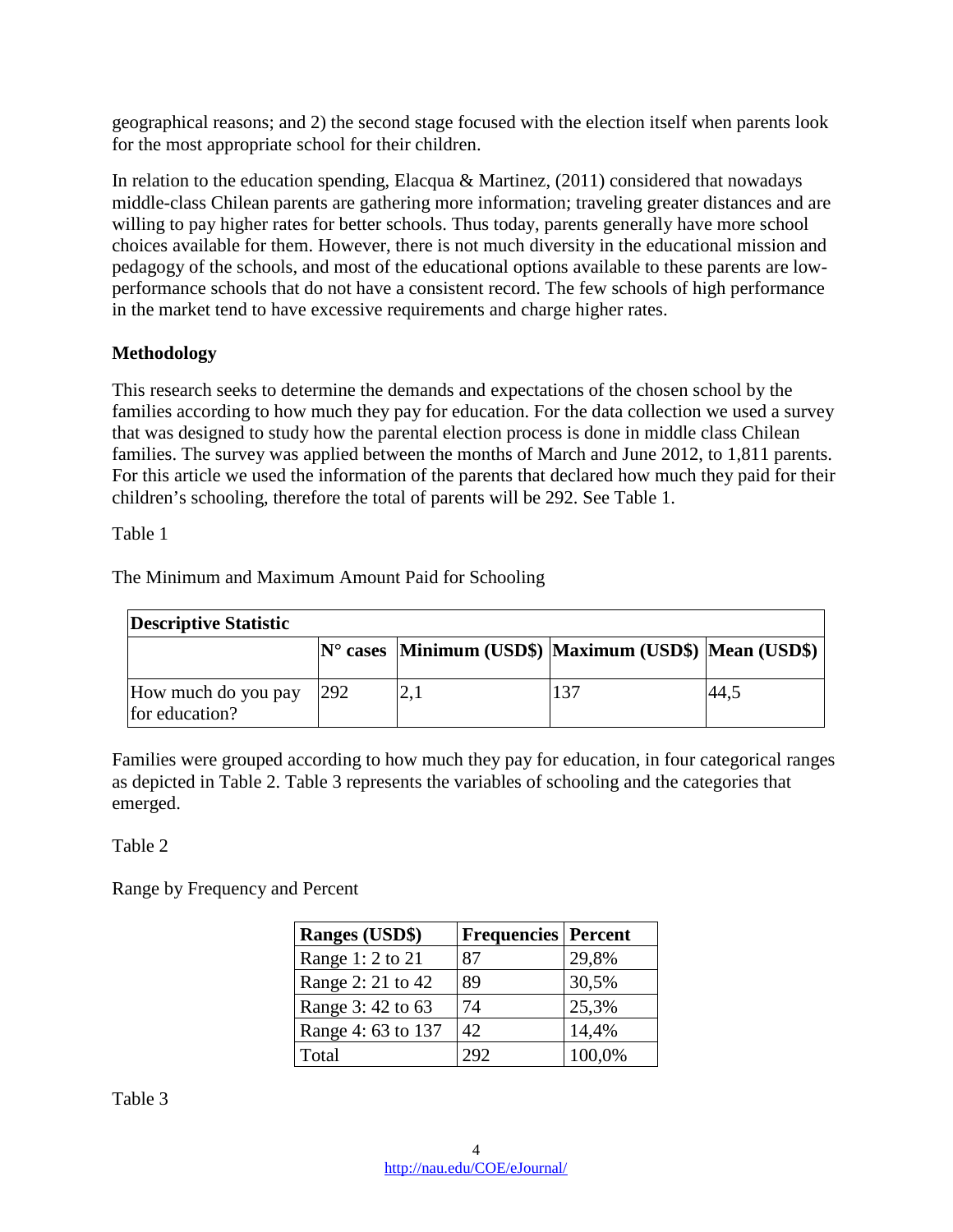geographical reasons; and 2) the second stage focused with the election itself when parents look for the most appropriate school for their children.

In relation to the education spending, Elacqua & Martinez, (2011) considered that nowadays middle-class Chilean parents are gathering more information; traveling greater distances and are willing to pay higher rates for better schools. Thus today, parents generally have more school choices available for them. However, there is not much diversity in the educational mission and pedagogy of the schools, and most of the educational options available to these parents are low-performance schools that do not have a consistent record. The few schools of high performance in the market tend to have excessive requirements and charge higher rates.

**Methodology**

This research seeks to determine the demands and expectations of the chosen school by the families according to how much they pay for education. For the data collection we used a survey that was designed to study how the parental election process is done in middle class Chilean families. The survey was applied between the months of March and June 2012, to 1,811 parents. For this article we used the information of the parents that declared how much they paid for their children's schooling, therefore the total of parents will be 292. See Table 1.

Table 1

The Minimum and Maximum Amount Paid for Schooling

| **Descriptive Statistic** | | | | |
|---|---|---|---|---|
| | **N° cases** | **Minimum (USD$)** | **Maximum (USD$)** | **Mean (USD$)** |
| How much do you pay for education? | 292 | 2,1 | 137 | 44,5 |

Families were grouped according to how much they pay for education, in four categorical ranges as depicted in Table 2. Table 3 represents the variables of schooling and the categories that emerged.

Table 2

Range by Frequency and Percent

| **Ranges (USD$)** | **Frequencies** | **Percent** |
|---|---|---|
| Range 1: 2 to 21 | 87 | 29,8% |
| Range 2: 21 to 42 | 89 | 30,5% |
| Range 3: 42 to 63 | 74 | 25,3% |
| Range 4: 63 to 137 | 42 | 14,4% |
| Total | 292 | 100,0% |

Table 3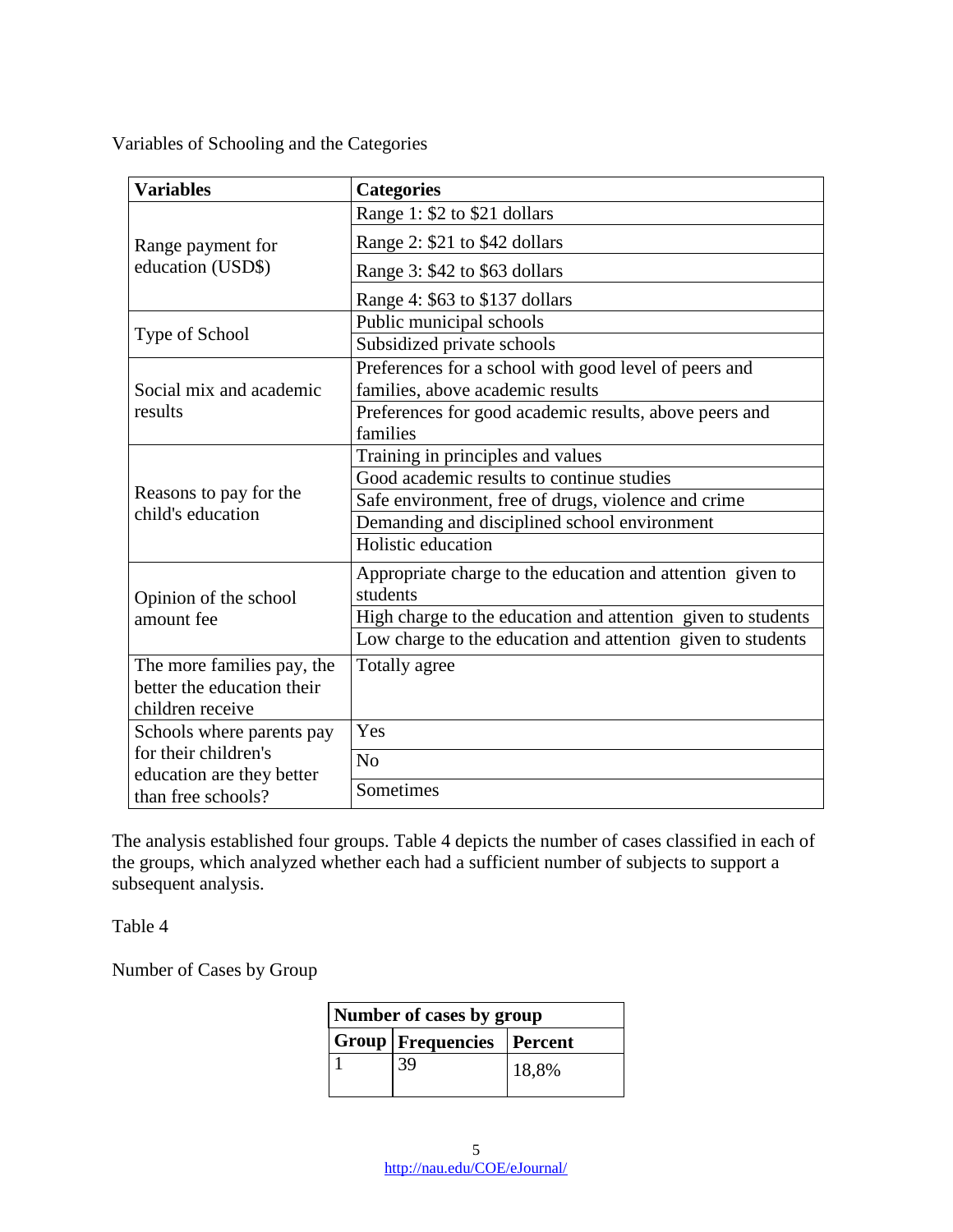Variables of Schooling and the Categories

| Variables | Categories |
|---|---|
| Range payment for education (USD$) | Range 1: $2 to $21 dollars |
| | Range 2: $21 to $42 dollars |
| | Range 3: $42 to $63 dollars |
| | Range 4: $63 to $137 dollars |
| Type of School | Public municipal schools |
| | Subsidized private schools |
| Social mix and academic results | Preferences for a school with good level of peers and families, above academic results |
| | Preferences for good academic results, above peers and families |
| Reasons to pay for the child's education | Training in principles and values |
| | Good academic results to continue studies |
| | Safe environment, free of drugs, violence and crime |
| | Demanding and disciplined school environment |
| | Holistic education |
| Opinion of the school amount fee | Appropriate charge to the education and attention given to students |
| | High charge to the education and attention given to students |
| | Low charge to the education and attention given to students |
| The more families pay, the better the education their children receive | Totally agree |
| Schools where parents pay for their children's education are they better than free schools? | Yes |
| | No |
| | Sometimes |

The analysis established four groups. Table 4 depicts the number of cases classified in each of the groups, which analyzed whether each had a sufficient number of subjects to support a subsequent analysis.

Table 4

Number of Cases by Group

| Number of cases by group | | |
|---|---|---|
| **Group** | **Frequencies** | **Percent** |
| 1 | 39 | 18,8% |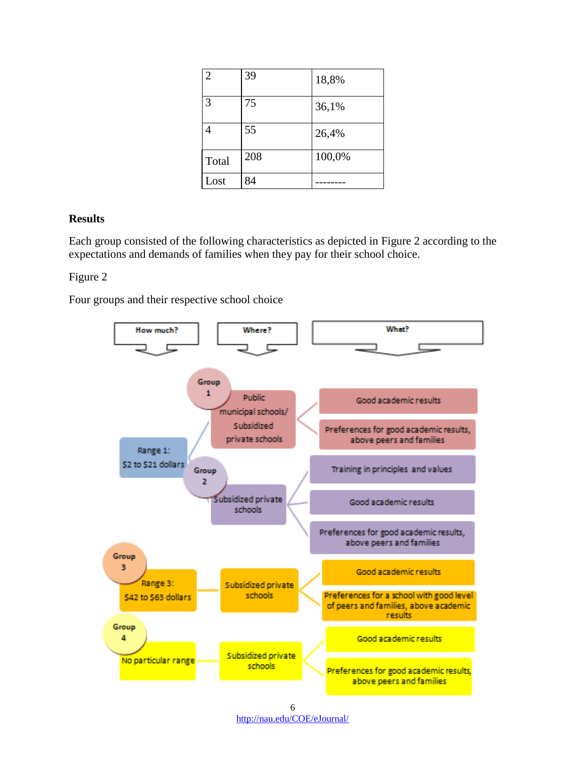| | | |
|---|---|---|
| 2 | 39 | 18,8% |
| 3 | 75 | 36,1% |
| 4 | 55 | 26,4% |
| Total | 208 | 100,0% |
| Lost | 84 | -------- |

**Results**

Each group consisted of the following characteristics as depicted in Figure 2 according to the expectations and demands of families when they pay for their school choice.

Figure 2

Four groups and their respective school choice

| How much? | Where? | What? |
|---|---|---|
| Range 1: $2 to $21 dollars | Group 1: Public municipal schools/ Subsidized private schools | Good academic results; Preferences for good academic results, above peers and families |
| Range 1: $2 to $21 dollars | Group 2: Subsidized private schools | Training in principles and values; Good academic results; Preferences for good academic results, above peers and families |
| Group 3: Range 3: $42 to $63 dollars | Subsidized private schools | Good academic results; Preferences for a school with good level of peers and families, above academic results |
| Group 4: No particular range | Subsidized private schools | Good academic results; Preferences for good academic results, above peers and families |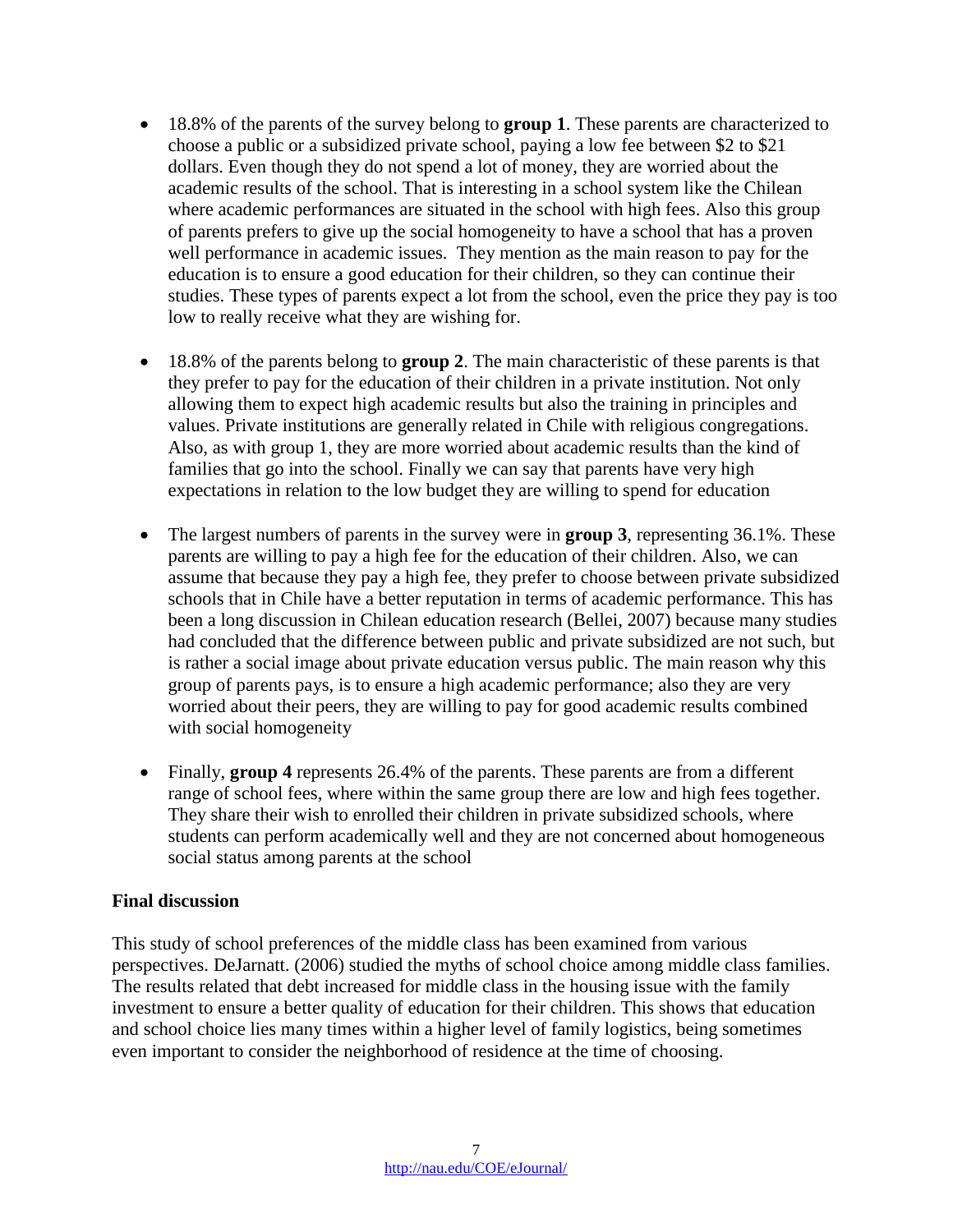- 18.8% of the parents of the survey belong to **group 1**. These parents are characterized to choose a public or a subsidized private school, paying a low fee between $2 to $21 dollars. Even though they do not spend a lot of money, they are worried about the academic results of the school. That is interesting in a school system like the Chilean where academic performances are situated in the school with high fees. Also this group of parents prefers to give up the social homogeneity to have a school that has a proven well performance in academic issues. They mention as the main reason to pay for the education is to ensure a good education for their children, so they can continue their studies. These types of parents expect a lot from the school, even the price they pay is too low to really receive what they are wishing for.

- 18.8% of the parents belong to **group 2**. The main characteristic of these parents is that they prefer to pay for the education of their children in a private institution. Not only allowing them to expect high academic results but also the training in principles and values. Private institutions are generally related in Chile with religious congregations. Also, as with group 1, they are more worried about academic results than the kind of families that go into the school. Finally we can say that parents have very high expectations in relation to the low budget they are willing to spend for education

- The largest numbers of parents in the survey were in **group 3**, representing 36.1%. These parents are willing to pay a high fee for the education of their children. Also, we can assume that because they pay a high fee, they prefer to choose between private subsidized schools that in Chile have a better reputation in terms of academic performance. This has been a long discussion in Chilean education research (Bellei, 2007) because many studies had concluded that the difference between public and private subsidized are not such, but is rather a social image about private education versus public. The main reason why this group of parents pays, is to ensure a high academic performance; also they are very worried about their peers, they are willing to pay for good academic results combined with social homogeneity

- Finally, **group 4** represents 26.4% of the parents. These parents are from a different range of school fees, where within the same group there are low and high fees together. They share their wish to enrolled their children in private subsidized schools, where students can perform academically well and they are not concerned about homogeneous social status among parents at the school

**Final discussion**

This study of school preferences of the middle class has been examined from various perspectives. DeJarnatt. (2006) studied the myths of school choice among middle class families. The results related that debt increased for middle class in the housing issue with the family investment to ensure a better quality of education for their children. This shows that education and school choice lies many times within a higher level of family logistics, being sometimes even important to consider the neighborhood of residence at the time of choosing.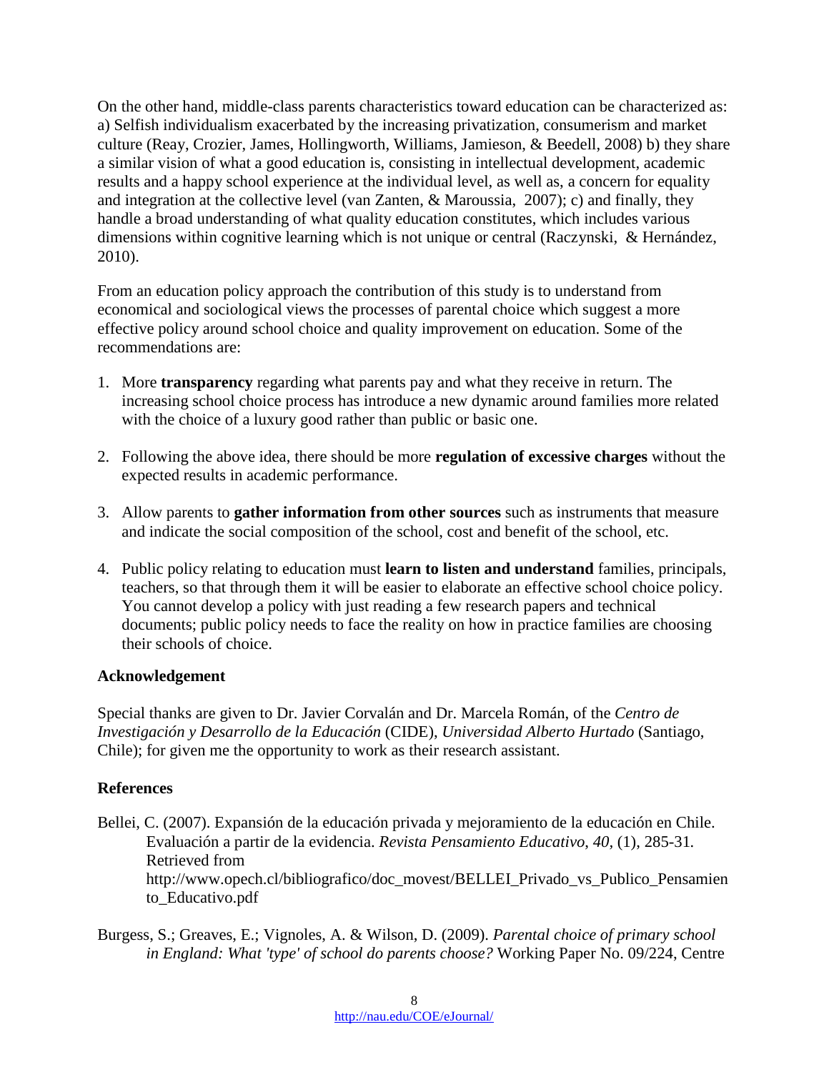On the other hand, middle-class parents characteristics toward education can be characterized as: a) Selfish individualism exacerbated by the increasing privatization, consumerism and market culture (Reay, Crozier, James, Hollingworth, Williams, Jamieson, & Beedell, 2008) b) they share a similar vision of what a good education is, consisting in intellectual development, academic results and a happy school experience at the individual level, as well as, a concern for equality and integration at the collective level (van Zanten, & Maroussia, 2007); c) and finally, they handle a broad understanding of what quality education constitutes, which includes various dimensions within cognitive learning which is not unique or central (Raczynski, & Hernández, 2010).

From an education policy approach the contribution of this study is to understand from economical and sociological views the processes of parental choice which suggest a more effective policy around school choice and quality improvement on education. Some of the recommendations are:

1. More **transparency** regarding what parents pay and what they receive in return. The increasing school choice process has introduce a new dynamic around families more related with the choice of a luxury good rather than public or basic one.

2. Following the above idea, there should be more **regulation of excessive charges** without the expected results in academic performance.

3. Allow parents to **gather information from other sources** such as instruments that measure and indicate the social composition of the school, cost and benefit of the school, etc.

4. Public policy relating to education must **learn to listen and understand** families, principals, teachers, so that through them it will be easier to elaborate an effective school choice policy. You cannot develop a policy with just reading a few research papers and technical documents; public policy needs to face the reality on how in practice families are choosing their schools of choice.

## Acknowledgement

Special thanks are given to Dr. Javier Corvalán and Dr. Marcela Román, of the *Centro de Investigación y Desarrollo de la Educación* (CIDE), *Universidad Alberto Hurtado* (Santiago, Chile); for given me the opportunity to work as their research assistant.

## References

Bellei, C. (2007). Expansión de la educación privada y mejoramiento de la educación en Chile. Evaluación a partir de la evidencia. *Revista Pensamiento Educativo, 40,* (1), 285-31. Retrieved from http://www.opech.cl/bibliografico/doc_movest/BELLEI_Privado_vs_Publico_Pensamiento_Educativo.pdf

Burgess, S.; Greaves, E.; Vignoles, A. & Wilson, D. (2009). *Parental choice of primary school in England: What 'type' of school do parents choose?* Working Paper No. 09/224, Centre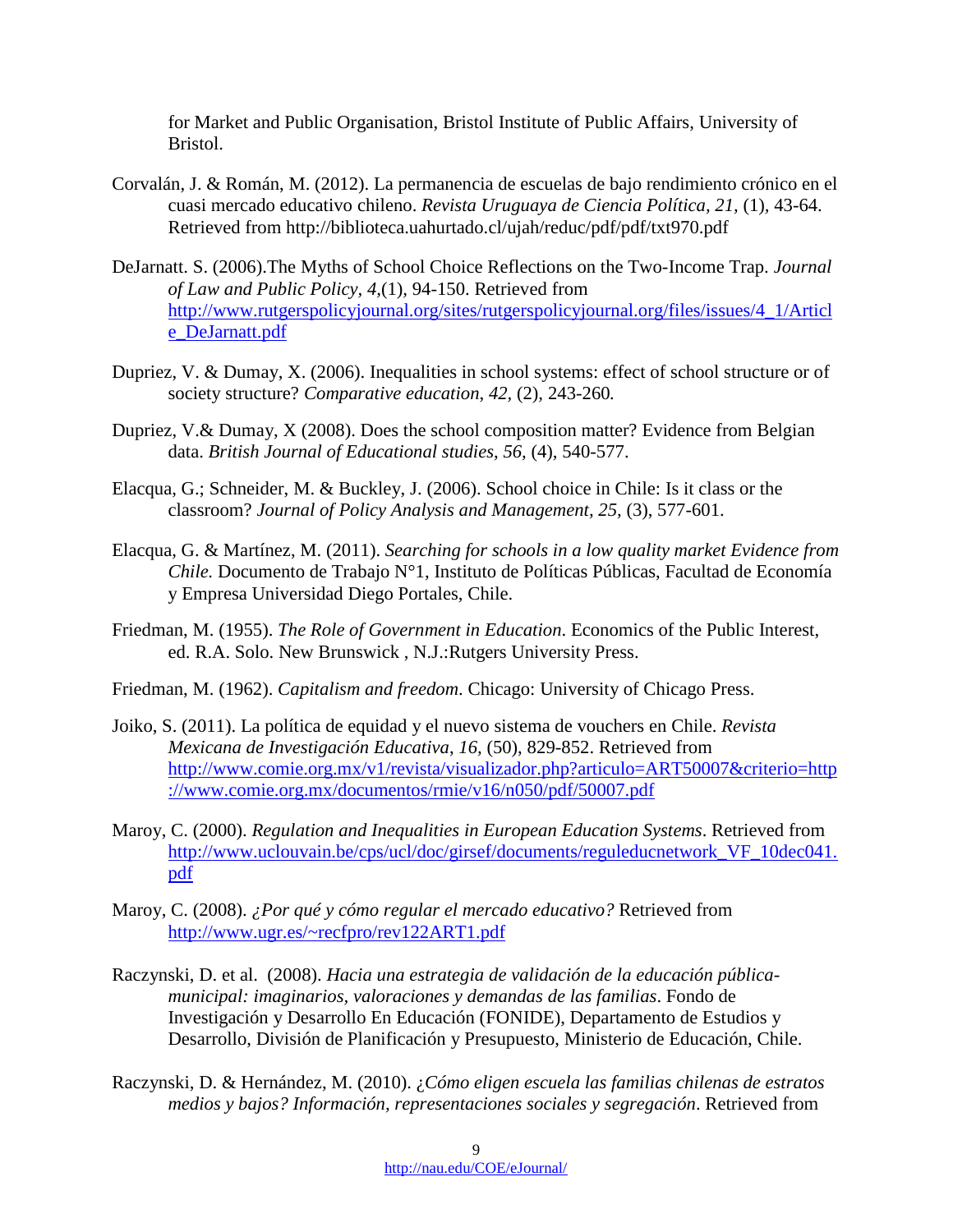for Market and Public Organisation, Bristol Institute of Public Affairs, University of Bristol.

Corvalán, J. & Román, M. (2012). La permanencia de escuelas de bajo rendimiento crónico en el cuasi mercado educativo chileno. *Revista Uruguaya de Ciencia Política, 21,* (1), 43-64. Retrieved from http://biblioteca.uahurtado.cl/ujah/reduc/pdf/pdf/txt970.pdf

DeJarnatt. S. (2006).The Myths of School Choice Reflections on the Two-Income Trap. *Journal of Law and Public Policy, 4,*(1), 94-150. Retrieved from http://www.rutgerspolicyjournal.org/sites/rutgerspolicyjournal.org/files/issues/4_1/Article_DeJarnatt.pdf

Dupriez, V. & Dumay, X. (2006). Inequalities in school systems: effect of school structure or of society structure? *Comparative education*, *42,* (2), 243-260*.*

Dupriez, V.& Dumay, X (2008). Does the school composition matter? Evidence from Belgian data. *British Journal of Educational studies*, *56,* (4), 540-577.

Elacqua, G.; Schneider, M. & Buckley, J. (2006). School choice in Chile: Is it class or the classroom? *Journal of Policy Analysis and Management, 25,* (3), 577-601.

Elacqua, G. & Martínez, M. (2011). *Searching for schools in a low quality market Evidence from Chile.* Documento de Trabajo N°1, Instituto de Políticas Públicas, Facultad de Economía y Empresa Universidad Diego Portales, Chile.

Friedman, M. (1955). *The Role of Government in Education*. Economics of the Public Interest, ed. R.A. Solo. New Brunswick , N.J.:Rutgers University Press.

Friedman, M. (1962). *Capitalism and freedom*. Chicago: University of Chicago Press.

Joiko, S. (2011). La política de equidad y el nuevo sistema de vouchers en Chile. *Revista Mexicana de Investigación Educativa*, *16,* (50), 829-852. Retrieved from http://www.comie.org.mx/v1/revista/visualizador.php?articulo=ART50007&criterio=http://www.comie.org.mx/documentos/rmie/v16/n050/pdf/50007.pdf

Maroy, C. (2000). *Regulation and Inequalities in European Education Systems*. Retrieved from http://www.uclouvain.be/cps/ucl/doc/girsef/documents/reguleducnetwork_VF_10dec041.pdf

Maroy, C. (2008). *¿Por qué y cómo regular el mercado educativo?* Retrieved from http://www.ugr.es/~recfpro/rev122ART1.pdf

Raczynski, D. et al. (2008). *Hacia una estrategia de validación de la educación pública-municipal: imaginarios, valoraciones y demandas de las familias*. Fondo de Investigación y Desarrollo En Educación (FONIDE), Departamento de Estudios y Desarrollo, División de Planificación y Presupuesto, Ministerio de Educación, Chile.

Raczynski, D. & Hernández, M. (2010). *¿Cómo eligen escuela las familias chilenas de estratos medios y bajos? Información, representaciones sociales y segregación*. Retrieved from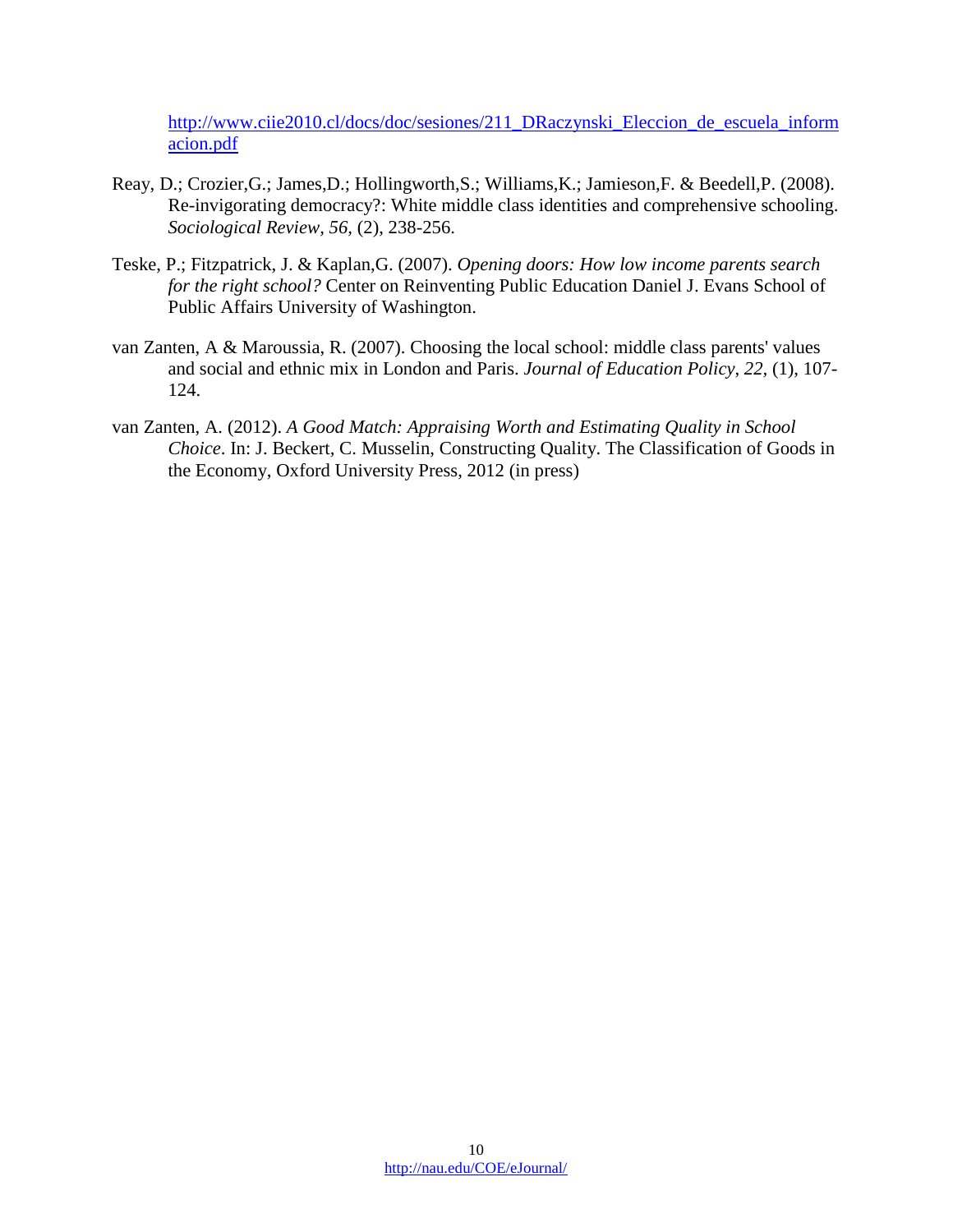http://www.ciie2010.cl/docs/doc/sesiones/211_DRaczynski_Eleccion_de_escuela_informacion.pdf

Reay, D.; Crozier,G.; James,D.; Hollingworth,S.; Williams,K.; Jamieson,F. & Beedell,P. (2008). Re-invigorating democracy?: White middle class identities and comprehensive schooling. *Sociological Review, 56,* (2), 238-256.

Teske, P.; Fitzpatrick, J. & Kaplan,G. (2007). *Opening doors: How low income parents search for the right school?* Center on Reinventing Public Education Daniel J. Evans School of Public Affairs University of Washington.

van Zanten, A & Maroussia, R. (2007). Choosing the local school: middle class parents' values and social and ethnic mix in London and Paris. *Journal of Education Policy, 22,* (1), 107-124.

van Zanten, A. (2012). *A Good Match: Appraising Worth and Estimating Quality in School Choice*. In: J. Beckert, C. Musselin, Constructing Quality. The Classification of Goods in the Economy, Oxford University Press, 2012 (in press)